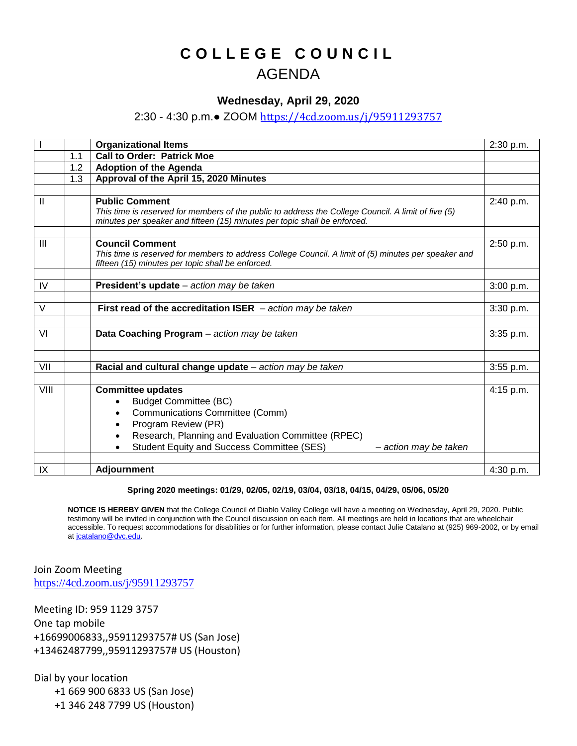# C O L L E G E   C O U N C I L

## AGENDA

### Wednesday, April 29, 2020

2:30 - 4:30 p.m.● ZOOM https://4cd.zoom.us/j/95911293757

| | | | |
|---|---|---|---|
| I | | **Organizational Items** | 2:30 p.m. |
| | 1.1 | **Call to Order: Patrick Moe** | |
| | 1.2 | **Adoption of the Agenda** | |
| | 1.3 | **Approval of the April 15, 2020 Minutes** | |
| | | | |
| II | | **Public Comment**<br>*This time is reserved for members of the public to address the College Council. A limit of five (5) minutes per speaker and fifteen (15) minutes per topic shall be enforced.* | 2:40 p.m. |
| | | | |
| III | | **Council Comment**<br>*This time is reserved for members to address College Council. A limit of (5) minutes per speaker and fifteen (15) minutes per topic shall be enforced.* | 2:50 p.m. |
| | | | |
| IV | | **President's update** – *action may be taken* | 3:00 p.m. |
| | | | |
| V | | **First read of the accreditation ISER** – *action may be taken* | 3:30 p.m. |
| | | | |
| VI | | **Data Coaching Program** – *action may be taken* | 3:35 p.m. |
| | | | |
| VII | | **Racial and cultural change update** – *action may be taken* | 3:55 p.m. |
| | | | |
| VIII | | **Committee updates**<br>• Budget Committee (BC)<br>• Communications Committee (Comm)<br>• Program Review (PR)<br>• Research, Planning and Evaluation Committee (RPEC)<br>• Student Equity and Success Committee (SES) – *action may be taken* | 4:15 p.m. |
| | | | |
| IX | | **Adjournment** | 4:30 p.m. |

**Spring 2020 meetings: 01/29, ~~02/05~~, 02/19, 03/04, 03/18, 04/15, 04/29, 05/06, 05/20**

**NOTICE IS HEREBY GIVEN** that the College Council of Diablo Valley College will have a meeting on Wednesday, April 29, 2020. Public testimony will be invited in conjunction with the Council discussion on each item. All meetings are held in locations that are wheelchair accessible. To request accommodations for disabilities or for further information, please contact Julie Catalano at (925) 969-2002, or by email at jcatalano@dvc.edu.

Join Zoom Meeting
https://4cd.zoom.us/j/95911293757

Meeting ID: 959 1129 3757
One tap mobile
+16699006833,,95911293757# US (San Jose)
+13462487799,,95911293757# US (Houston)

Dial by your location
+1 669 900 6833 US (San Jose)
+1 346 248 7799 US (Houston)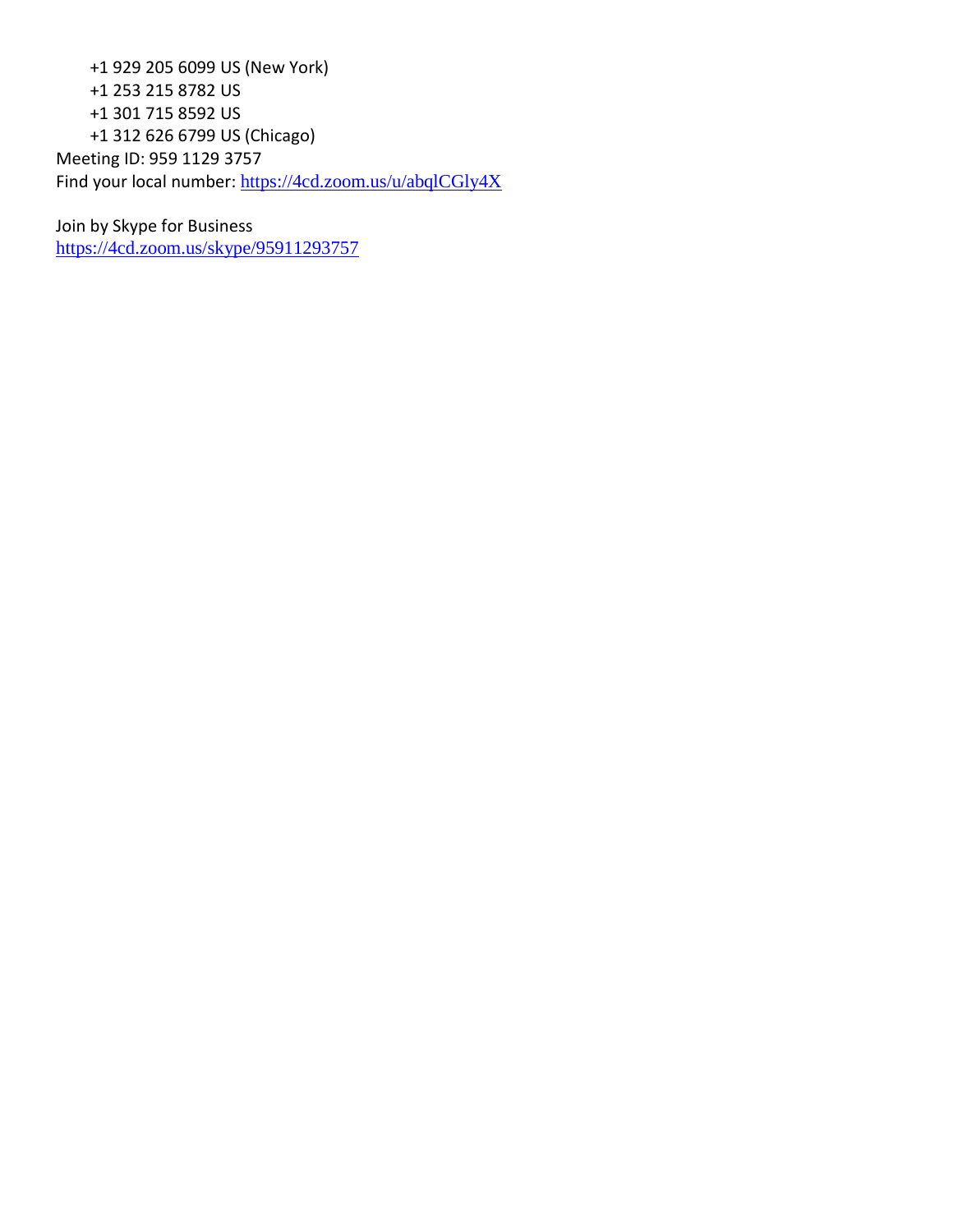+1 929 205 6099 US (New York)
+1 253 215 8782 US
+1 301 715 8592 US
+1 312 626 6799 US (Chicago)

Meeting ID: 959 1129 3757
Find your local number: https://4cd.zoom.us/u/abqlCGly4X

Join by Skype for Business
https://4cd.zoom.us/skype/95911293757